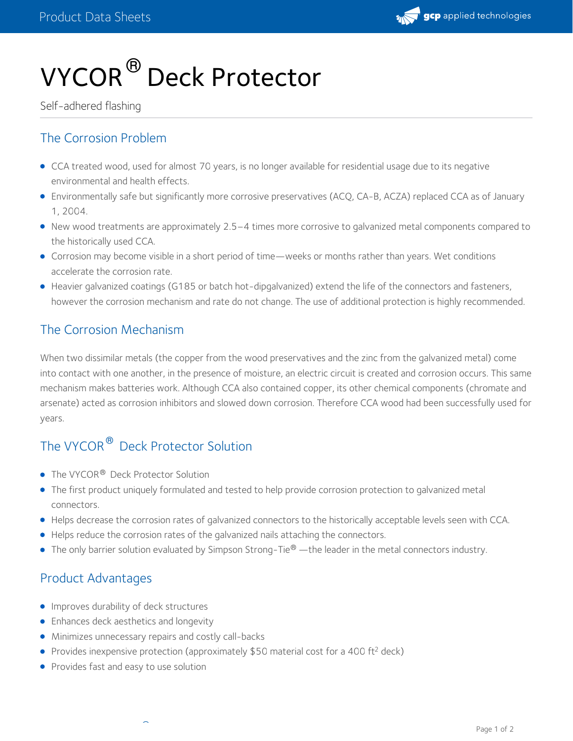# VYCOR® Deck Protector

Self-adhered flashing

## The Corrosion Problem

- CCA treated wood, used for almost 70 years, is no longer available for residential usage due to its negative environmental and health effects.
- Environmentally safe but significantly more corrosive preservatives (ACQ, CA-B, ACZA) replaced CCA as of January 1, 2004.
- New wood treatments are approximately 2.5–4 times more corrosive to galvanized metal components compared to the historically used CCA.
- Corrosion may become visible in a short period of time—weeks or months rather than years. Wet conditions accelerate the corrosion rate.
- Heavier galvanized coatings (G185 or batch hot-dipgalvanized) extend the life of the connectors and fasteners, however the corrosion mechanism and rate do not change. The use of additional protection is highly recommended.

## The Corrosion Mechanism

When two dissimilar metals (the copper from the wood preservatives and the zinc from the galvanized metal) come into contact with one another, in the presence of moisture, an electric circuit is created and corrosion occurs. This same mechanism makes batteries work. Although CCA also contained copper, its other chemical components (chromate and arsenate) acted as corrosion inhibitors and slowed down corrosion. Therefore CCA wood had been successfully used for years.

## The VYCOR® Deck Protector Solution

- The VYCOR® Deck Protector Solution
- The first product uniquely formulated and tested to help provide corrosion protection to galvanized metal connectors.
- Helps decrease the corrosion rates of galvanized connectors to the historically acceptable levels seen with CCA.
- Helps reduce the corrosion rates of the galvanized nails attaching the connectors.
- The only barrier solution evaluated by Simpson Strong-Tie® —the leader in the metal connectors industry.

## Product Advantages

- Improves durability of deck structures
- Enhances deck aesthetics and longevity
- Minimizes unnecessary repairs and costly call-backs
- Provides inexpensive protection (approximately $50 material cost for a 400 $ft^2$ deck)
- Provides fast and easy to use solution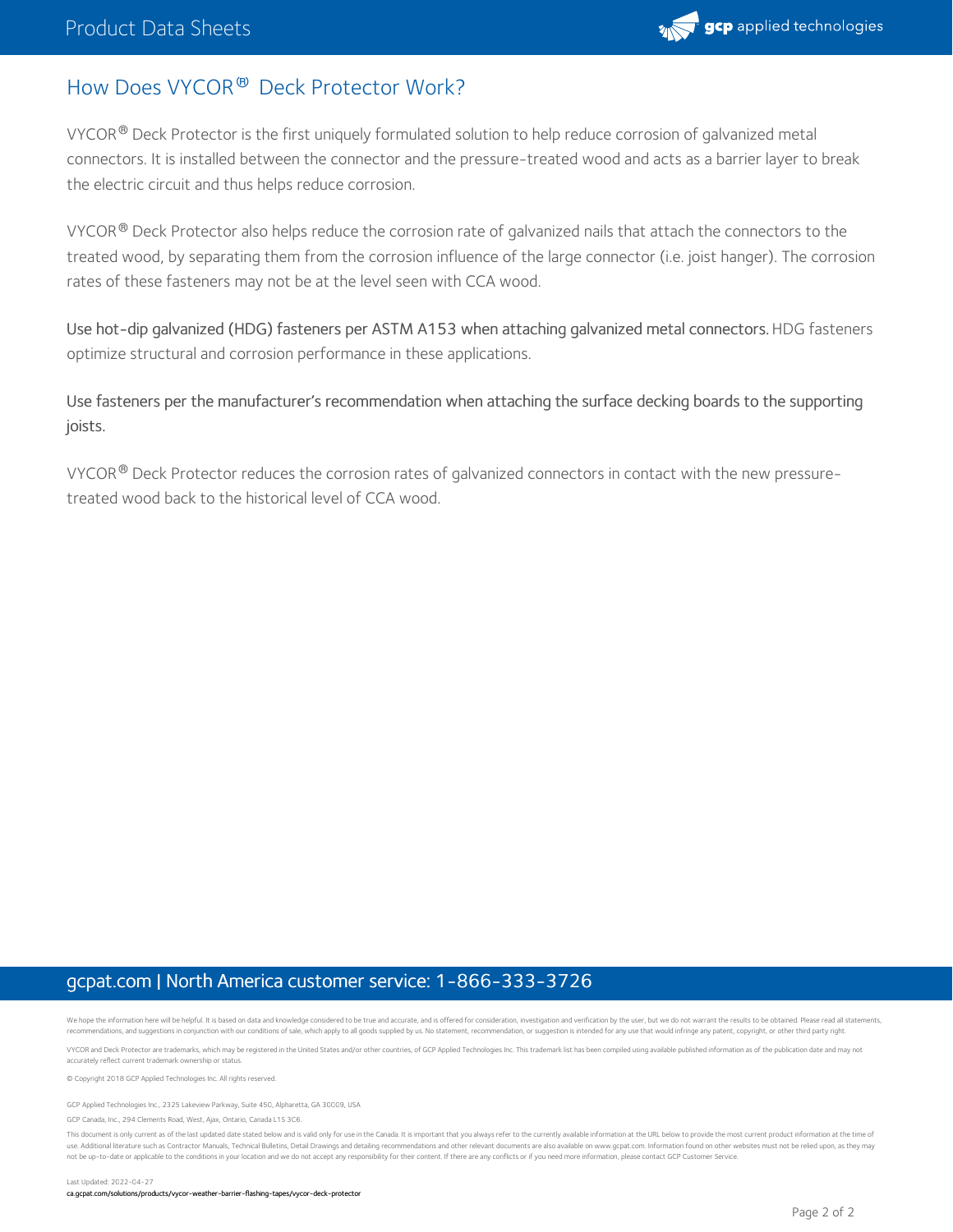## How Does VYCOR® Deck Protector Work?

VYCOR® Deck Protector is the first uniquely formulated solution to help reduce corrosion of galvanized metal connectors. It is installed between the connector and the pressure-treated wood and acts as a barrier layer to break the electric circuit and thus helps reduce corrosion.

VYCOR® Deck Protector also helps reduce the corrosion rate of galvanized nails that attach the connectors to the treated wood, by separating them from the corrosion influence of the large connector (i.e. joist hanger). The corrosion rates of these fasteners may not be at the level seen with CCA wood.

Use hot-dip galvanized (HDG) fasteners per ASTM A153 when attaching galvanized metal connectors. HDG fasteners optimize structural and corrosion performance in these applications.

Use fasteners per the manufacturer's recommendation when attaching the surface decking boards to the supporting joists.

VYCOR® Deck Protector reduces the corrosion rates of galvanized connectors in contact with the new pressure-treated wood back to the historical level of CCA wood.

gcpat.com | North America customer service: 1-866-333-3726

We hope the information here will be helpful. It is based on data and knowledge considered to be true and accurate, and is offered for consideration, investigation and verification by the user, but we do not warrant the results to be obtained. Please read all statements, recommendations, and suggestions in conjunction with our conditions of sale, which apply to all goods supplied by us. No statement, recommendation, or suggestion is intended for any use that would infringe any patent, copyright, or other third party right.

VYCOR and Deck Protector are trademarks, which may be registered in the United States and/or other countries, of GCP Applied Technologies Inc. This trademark list has been compiled using available published information as of the publication date and may not accurately reflect current trademark ownership or status.

© Copyright 2018 GCP Applied Technologies Inc. All rights reserved.

GCP Applied Technologies Inc., 2325 Lakeview Parkway, Suite 450, Alpharetta, GA 30009, USA

GCP Canada, Inc., 294 Clements Road, West, Ajax, Ontario, Canada L1S 3C6.

This document is only current as of the last updated date stated below and is valid only for use in the Canada. It is important that you always refer to the currently available information at the URL below to provide the most current product information at the time of use. Additional literature such as Contractor Manuals, Technical Bulletins, Detail Drawings and detailing recommendations and other relevant documents are also available on www.gcpat.com. Information found on other websites must not be relied upon, as they may not be up-to-date or applicable to the conditions in your location and we do not accept any responsibility for their content. If there are any conflicts or if you need more information, please contact GCP Customer Service.

Last Updated: 2022-04-27

ca.gcpat.com/solutions/products/vycor-weather-barrier-flashing-tapes/vycor-deck-protector